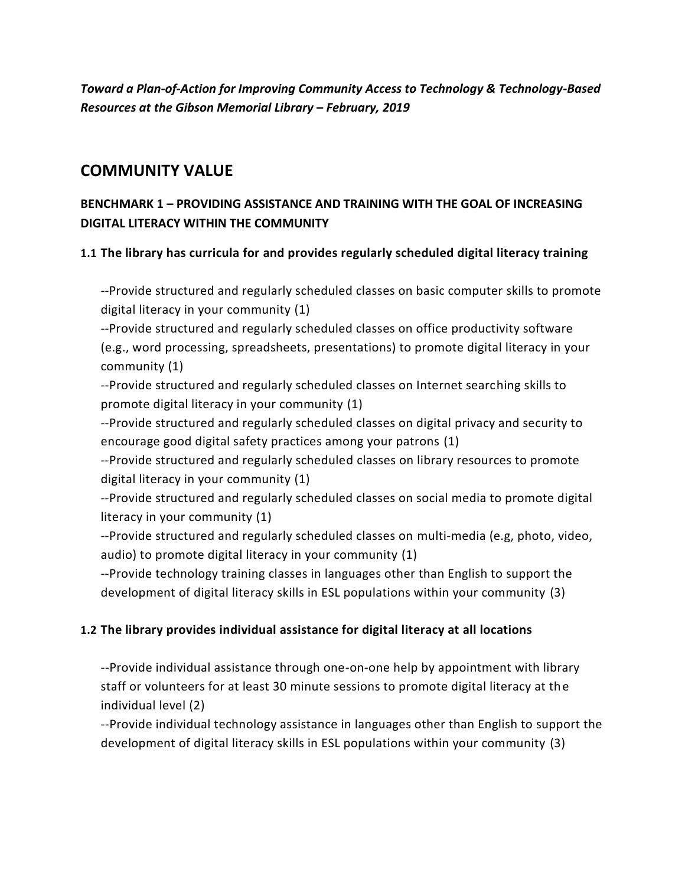***Toward a Plan-of-Action for Improving Community Access to Technology & Technology-Based Resources at the Gibson Memorial Library – February, 2019***

# COMMUNITY VALUE

## BENCHMARK 1 – PROVIDING ASSISTANCE AND TRAINING WITH THE GOAL OF INCREASING DIGITAL LITERACY WITHIN THE COMMUNITY

### 1.1 The library has curricula for and provides regularly scheduled digital literacy training

--Provide structured and regularly scheduled classes on basic computer skills to promote digital literacy in your community (1)
--Provide structured and regularly scheduled classes on office productivity software (e.g., word processing, spreadsheets, presentations) to promote digital literacy in your community (1)
--Provide structured and regularly scheduled classes on Internet searching skills to promote digital literacy in your community (1)
--Provide structured and regularly scheduled classes on digital privacy and security to encourage good digital safety practices among your patrons (1)
--Provide structured and regularly scheduled classes on library resources to promote digital literacy in your community (1)
--Provide structured and regularly scheduled classes on social media to promote digital literacy in your community (1)
--Provide structured and regularly scheduled classes on multi-media (e.g, photo, video, audio) to promote digital literacy in your community (1)
--Provide technology training classes in languages other than English to support the development of digital literacy skills in ESL populations within your community (3)

### 1.2 The library provides individual assistance for digital literacy at all locations

--Provide individual assistance through one-on-one help by appointment with library staff or volunteers for at least 30 minute sessions to promote digital literacy at the individual level (2)
--Provide individual technology assistance in languages other than English to support the development of digital literacy skills in ESL populations within your community (3)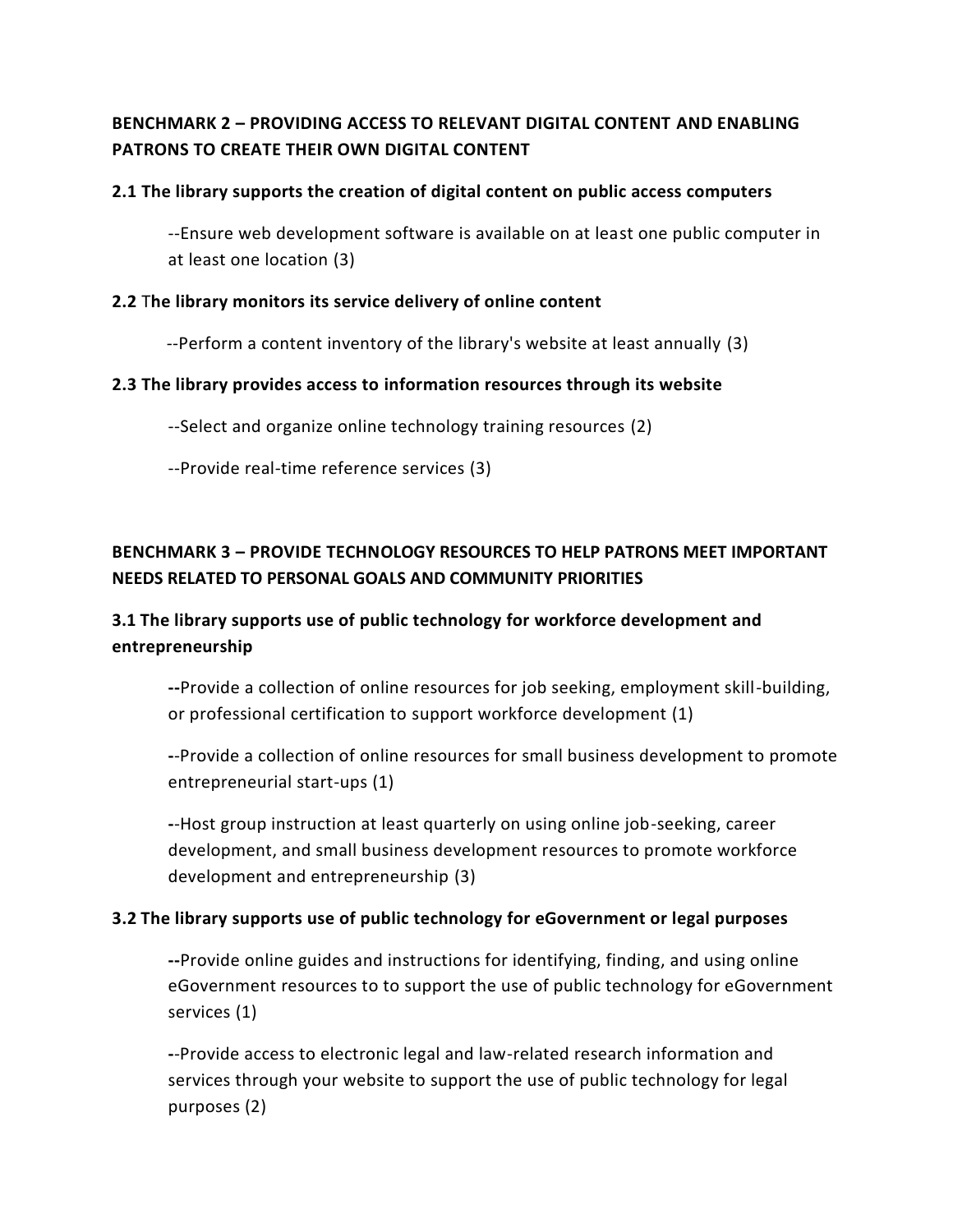## BENCHMARK 2 – PROVIDING ACCESS TO RELEVANT DIGITAL CONTENT AND ENABLING PATRONS TO CREATE THEIR OWN DIGITAL CONTENT

### 2.1 The library supports the creation of digital content on public access computers

--Ensure web development software is available on at least one public computer in at least one location (3)

### 2.2 The library monitors its service delivery of online content

--Perform a content inventory of the library's website at least annually (3)

### 2.3 The library provides access to information resources through its website

--Select and organize online technology training resources (2)

--Provide real-time reference services (3)

## BENCHMARK 3 – PROVIDE TECHNOLOGY RESOURCES TO HELP PATRONS MEET IMPORTANT NEEDS RELATED TO PERSONAL GOALS AND COMMUNITY PRIORITIES

### 3.1 The library supports use of public technology for workforce development and entrepreneurship

--Provide a collection of online resources for job seeking, employment skill-building, or professional certification to support workforce development (1)

--Provide a collection of online resources for small business development to promote entrepreneurial start-ups (1)

--Host group instruction at least quarterly on using online job-seeking, career development, and small business development resources to promote workforce development and entrepreneurship (3)

### 3.2 The library supports use of public technology for eGovernment or legal purposes

--Provide online guides and instructions for identifying, finding, and using online eGovernment resources to to support the use of public technology for eGovernment services (1)

--Provide access to electronic legal and law-related research information and services through your website to support the use of public technology for legal purposes (2)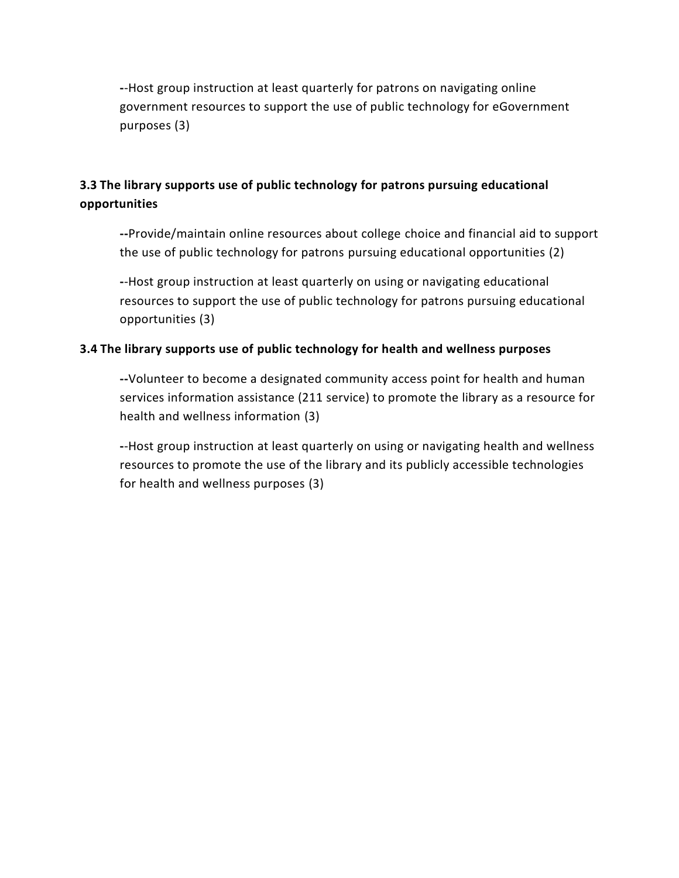--Host group instruction at least quarterly for patrons on navigating online government resources to support the use of public technology for eGovernment purposes (3)

**3.3 The library supports use of public technology for patrons pursuing educational opportunities**

--Provide/maintain online resources about college choice and financial aid to support the use of public technology for patrons pursuing educational opportunities (2)

--Host group instruction at least quarterly on using or navigating educational resources to support the use of public technology for patrons pursuing educational opportunities (3)

**3.4 The library supports use of public technology for health and wellness purposes**

--Volunteer to become a designated community access point for health and human services information assistance (211 service) to promote the library as a resource for health and wellness information (3)

--Host group instruction at least quarterly on using or navigating health and wellness resources to promote the use of the library and its publicly accessible technologies for health and wellness purposes (3)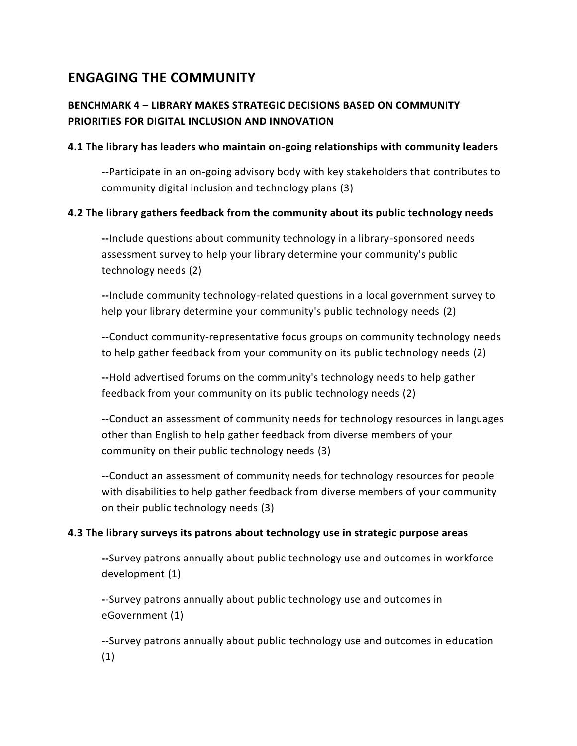## ENGAGING THE COMMUNITY

### BENCHMARK 4 – LIBRARY MAKES STRATEGIC DECISIONS BASED ON COMMUNITY PRIORITIES FOR DIGITAL INCLUSION AND INNOVATION

#### 4.1 The library has leaders who maintain on-going relationships with community leaders

--Participate in an on-going advisory body with key stakeholders that contributes to community digital inclusion and technology plans (3)

#### 4.2 The library gathers feedback from the community about its public technology needs

--Include questions about community technology in a library-sponsored needs assessment survey to help your library determine your community's public technology needs (2)

--Include community technology-related questions in a local government survey to help your library determine your community's public technology needs (2)

--Conduct community-representative focus groups on community technology needs to help gather feedback from your community on its public technology needs (2)

--Hold advertised forums on the community's technology needs to help gather feedback from your community on its public technology needs (2)

--Conduct an assessment of community needs for technology resources in languages other than English to help gather feedback from diverse members of your community on their public technology needs (3)

--Conduct an assessment of community needs for technology resources for people with disabilities to help gather feedback from diverse members of your community on their public technology needs (3)

#### 4.3 The library surveys its patrons about technology use in strategic purpose areas

--Survey patrons annually about public technology use and outcomes in workforce development (1)

--Survey patrons annually about public technology use and outcomes in eGovernment (1)

--Survey patrons annually about public technology use and outcomes in education (1)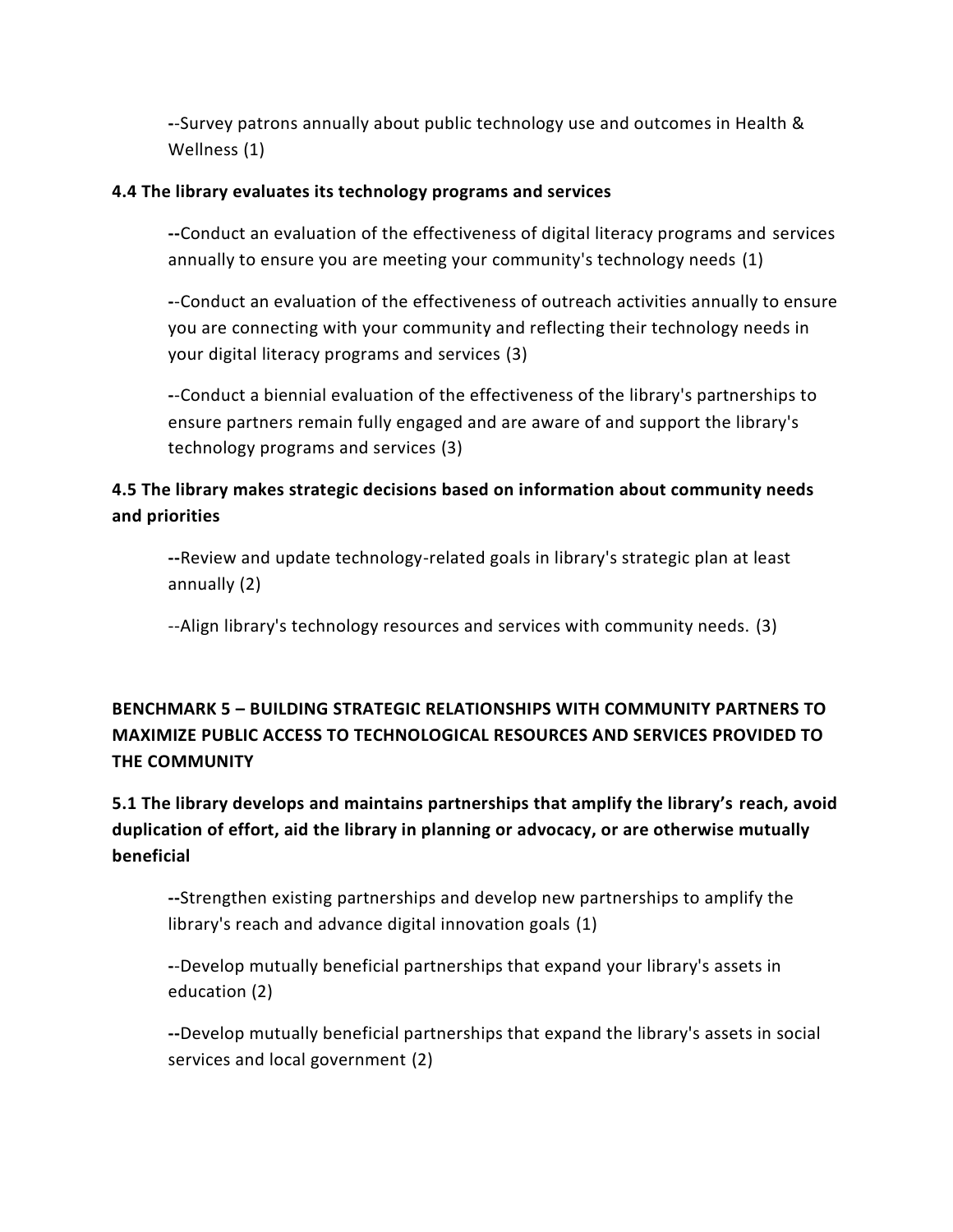--Survey patrons annually about public technology use and outcomes in Health & Wellness (1)

**4.4 The library evaluates its technology programs and services**

--Conduct an evaluation of the effectiveness of digital literacy programs and services annually to ensure you are meeting your community's technology needs (1)

--Conduct an evaluation of the effectiveness of outreach activities annually to ensure you are connecting with your community and reflecting their technology needs in your digital literacy programs and services (3)

--Conduct a biennial evaluation of the effectiveness of the library's partnerships to ensure partners remain fully engaged and are aware of and support the library's technology programs and services (3)

**4.5 The library makes strategic decisions based on information about community needs and priorities**

--Review and update technology-related goals in library's strategic plan at least annually (2)

--Align library's technology resources and services with community needs. (3)

**BENCHMARK 5 – BUILDING STRATEGIC RELATIONSHIPS WITH COMMUNITY PARTNERS TO MAXIMIZE PUBLIC ACCESS TO TECHNOLOGICAL RESOURCES AND SERVICES PROVIDED TO THE COMMUNITY**

**5.1 The library develops and maintains partnerships that amplify the library's reach, avoid duplication of effort, aid the library in planning or advocacy, or are otherwise mutually beneficial**

--Strengthen existing partnerships and develop new partnerships to amplify the library's reach and advance digital innovation goals (1)

--Develop mutually beneficial partnerships that expand your library's assets in education (2)

--Develop mutually beneficial partnerships that expand the library's assets in social services and local government (2)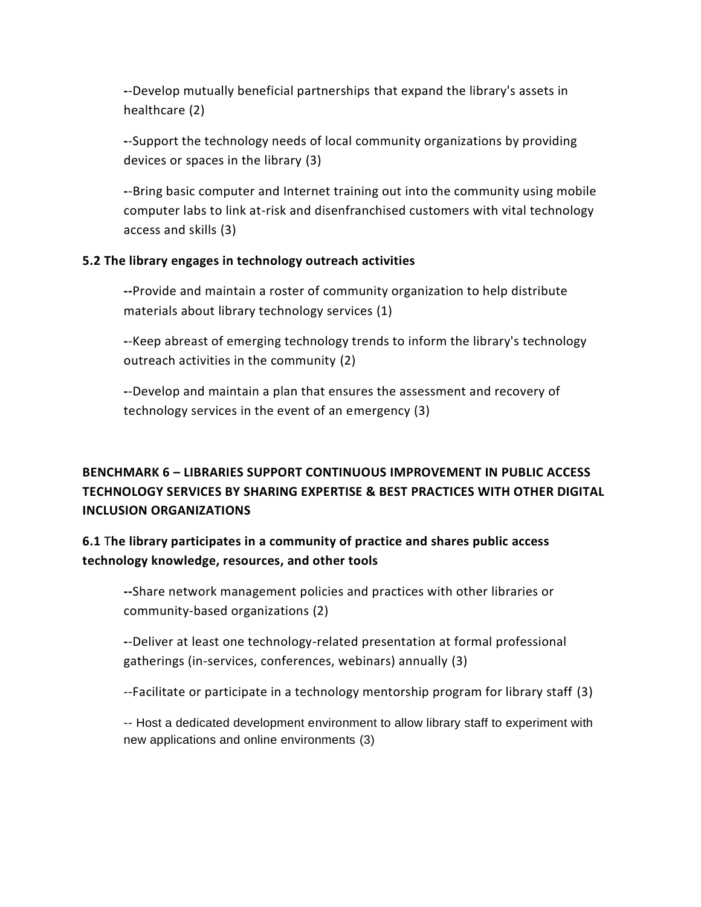--Develop mutually beneficial partnerships that expand the library's assets in healthcare (2)

--Support the technology needs of local community organizations by providing devices or spaces in the library (3)

--Bring basic computer and Internet training out into the community using mobile computer labs to link at-risk and disenfranchised customers with vital technology access and skills (3)

**5.2 The library engages in technology outreach activities**

--Provide and maintain a roster of community organization to help distribute materials about library technology services (1)

--Keep abreast of emerging technology trends to inform the library's technology outreach activities in the community (2)

--Develop and maintain a plan that ensures the assessment and recovery of technology services in the event of an emergency (3)

## BENCHMARK 6 – LIBRARIES SUPPORT CONTINUOUS IMPROVEMENT IN PUBLIC ACCESS TECHNOLOGY SERVICES BY SHARING EXPERTISE & BEST PRACTICES WITH OTHER DIGITAL INCLUSION ORGANIZATIONS

### 6.1 The library participates in a community of practice and shares public access technology knowledge, resources, and other tools

--Share network management policies and practices with other libraries or community-based organizations (2)

--Deliver at least one technology-related presentation at formal professional gatherings (in-services, conferences, webinars) annually (3)

--Facilitate or participate in a technology mentorship program for library staff (3)

-- Host a dedicated development environment to allow library staff to experiment with new applications and online environments (3)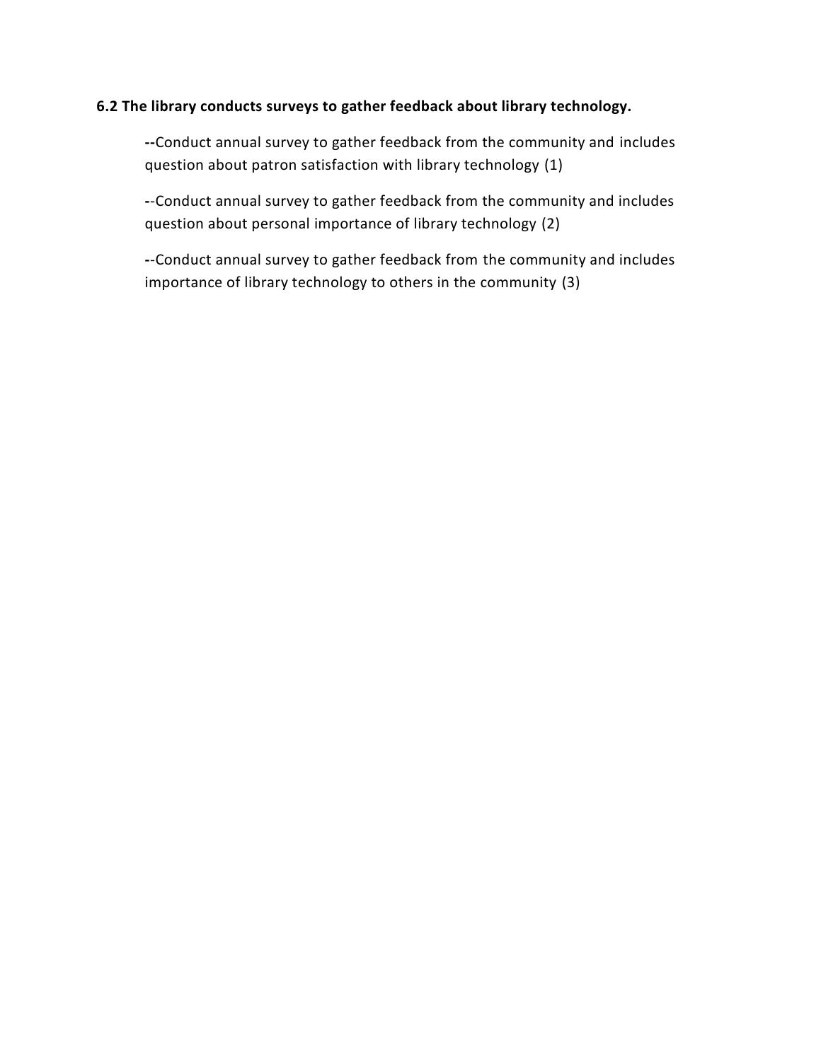**6.2 The library conducts surveys to gather feedback about library technology.**

--Conduct annual survey to gather feedback from the community and includes question about patron satisfaction with library technology (1)

--Conduct annual survey to gather feedback from the community and includes question about personal importance of library technology (2)

--Conduct annual survey to gather feedback from the community and includes importance of library technology to others in the community (3)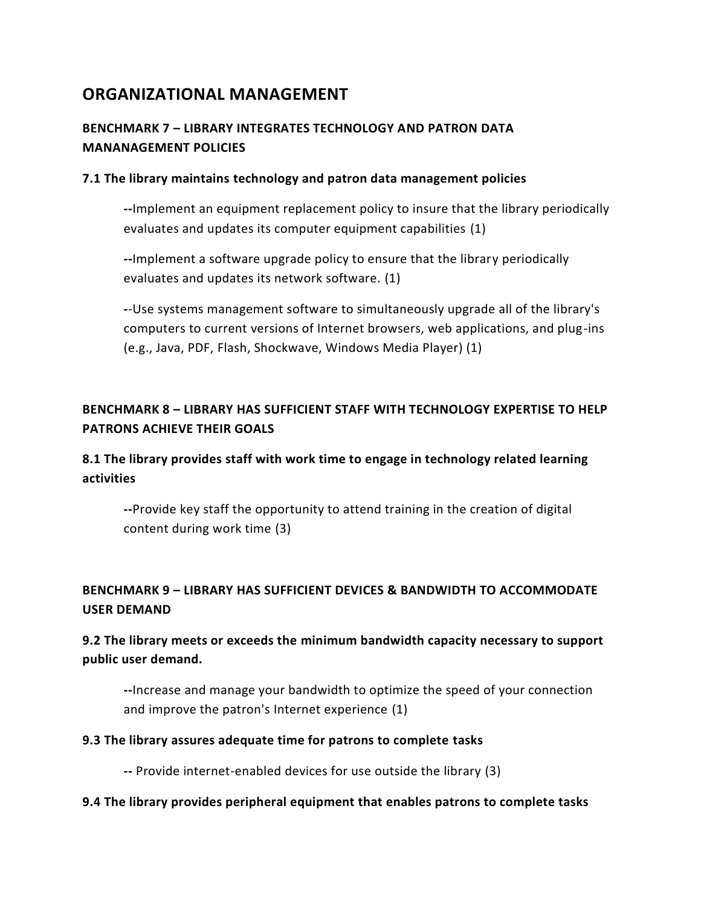## ORGANIZATIONAL MANAGEMENT

### BENCHMARK 7 – LIBRARY INTEGRATES TECHNOLOGY AND PATRON DATA MANANAGEMENT POLICIES

#### 7.1 The library maintains technology and patron data management policies

> **--**Implement an equipment replacement policy to insure that the library periodically evaluates and updates its computer equipment capabilities (1)
>
> **--**Implement a software upgrade policy to ensure that the library periodically evaluates and updates its network software. (1)
>
> --Use systems management software to simultaneously upgrade all of the library's computers to current versions of Internet browsers, web applications, and plug-ins (e.g., Java, PDF, Flash, Shockwave, Windows Media Player) (1)

### BENCHMARK 8 – LIBRARY HAS SUFFICIENT STAFF WITH TECHNOLOGY EXPERTISE TO HELP PATRONS ACHIEVE THEIR GOALS

#### 8.1 The library provides staff with work time to engage in technology related learning activities

> **--**Provide key staff the opportunity to attend training in the creation of digital content during work time (3)

### BENCHMARK 9 – LIBRARY HAS SUFFICIENT DEVICES & BANDWIDTH TO ACCOMMODATE USER DEMAND

#### 9.2 The library meets or exceeds the minimum bandwidth capacity necessary to support public user demand.

> **--**Increase and manage your bandwidth to optimize the speed of your connection and improve the patron's Internet experience (1)

#### 9.3 The library assures adequate time for patrons to complete tasks

> **--** Provide internet-enabled devices for use outside the library (3)

#### 9.4 The library provides peripheral equipment that enables patrons to complete tasks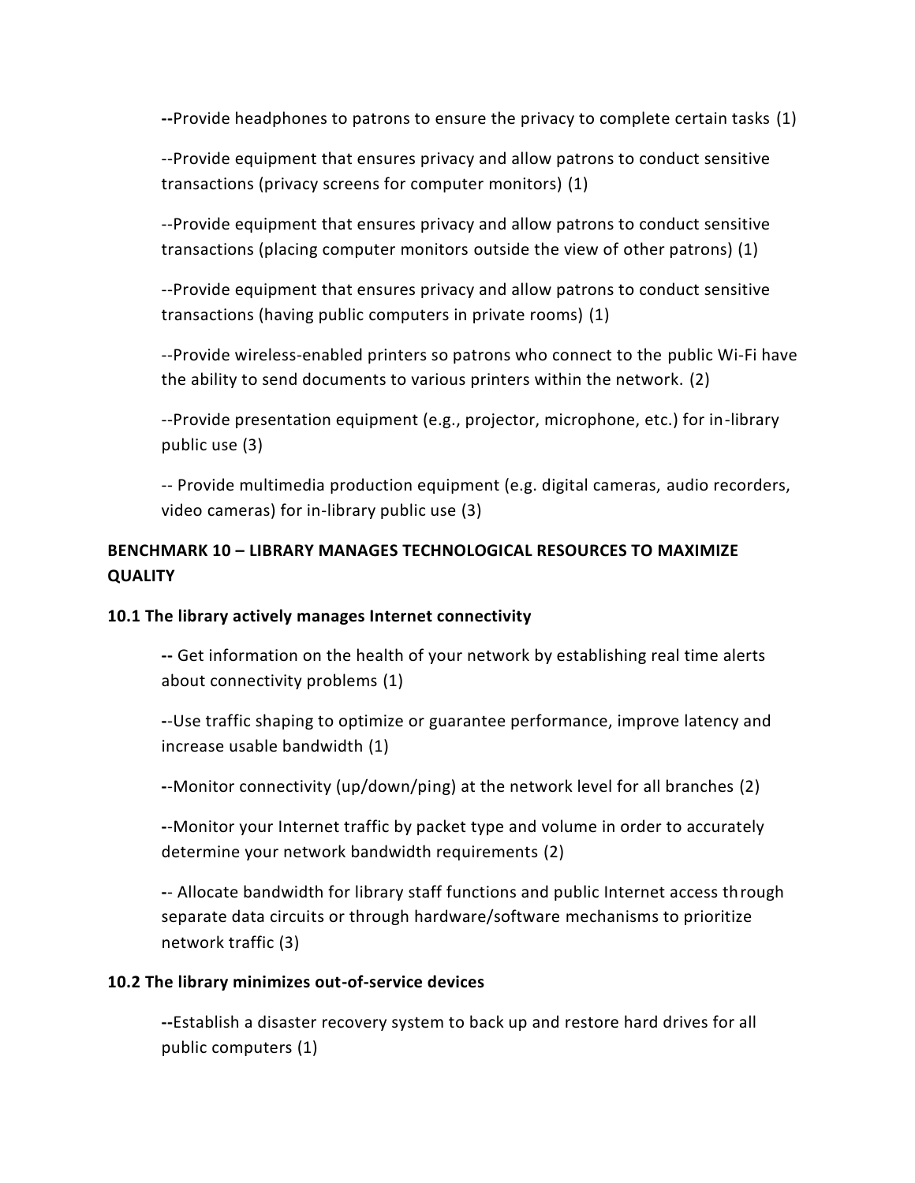--Provide headphones to patrons to ensure the privacy to complete certain tasks (1)

--Provide equipment that ensures privacy and allow patrons to conduct sensitive transactions (privacy screens for computer monitors) (1)

--Provide equipment that ensures privacy and allow patrons to conduct sensitive transactions (placing computer monitors outside the view of other patrons) (1)

--Provide equipment that ensures privacy and allow patrons to conduct sensitive transactions (having public computers in private rooms) (1)

--Provide wireless-enabled printers so patrons who connect to the public Wi-Fi have the ability to send documents to various printers within the network. (2)

--Provide presentation equipment (e.g., projector, microphone, etc.) for in-library public use (3)

-- Provide multimedia production equipment (e.g. digital cameras, audio recorders, video cameras) for in-library public use (3)

## BENCHMARK 10 – LIBRARY MANAGES TECHNOLOGICAL RESOURCES TO MAXIMIZE QUALITY

### 10.1 The library actively manages Internet connectivity

-- Get information on the health of your network by establishing real time alerts about connectivity problems (1)

--Use traffic shaping to optimize or guarantee performance, improve latency and increase usable bandwidth (1)

--Monitor connectivity (up/down/ping) at the network level for all branches (2)

--Monitor your Internet traffic by packet type and volume in order to accurately determine your network bandwidth requirements (2)

-- Allocate bandwidth for library staff functions and public Internet access through separate data circuits or through hardware/software mechanisms to prioritize network traffic (3)

### 10.2 The library minimizes out-of-service devices

--Establish a disaster recovery system to back up and restore hard drives for all public computers (1)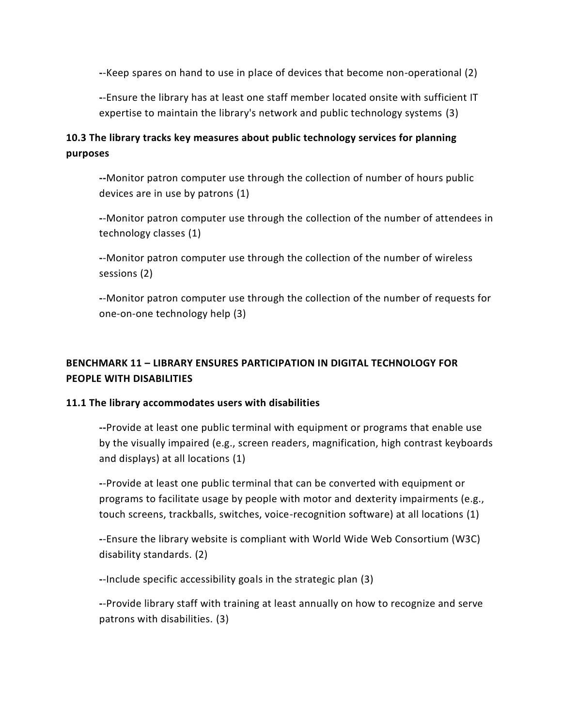--Keep spares on hand to use in place of devices that become non-operational (2)

--Ensure the library has at least one staff member located onsite with sufficient IT expertise to maintain the library's network and public technology systems (3)

**10.3 The library tracks key measures about public technology services for planning purposes**

--Monitor patron computer use through the collection of number of hours public devices are in use by patrons (1)

--Monitor patron computer use through the collection of the number of attendees in technology classes (1)

--Monitor patron computer use through the collection of the number of wireless sessions (2)

--Monitor patron computer use through the collection of the number of requests for one-on-one technology help (3)

## BENCHMARK 11 – LIBRARY ENSURES PARTICIPATION IN DIGITAL TECHNOLOGY FOR PEOPLE WITH DISABILITIES

**11.1 The library accommodates users with disabilities**

--Provide at least one public terminal with equipment or programs that enable use by the visually impaired (e.g., screen readers, magnification, high contrast keyboards and displays) at all locations (1)

--Provide at least one public terminal that can be converted with equipment or programs to facilitate usage by people with motor and dexterity impairments (e.g., touch screens, trackballs, switches, voice-recognition software) at all locations (1)

--Ensure the library website is compliant with World Wide Web Consortium (W3C) disability standards. (2)

--Include specific accessibility goals in the strategic plan (3)

--Provide library staff with training at least annually on how to recognize and serve patrons with disabilities. (3)